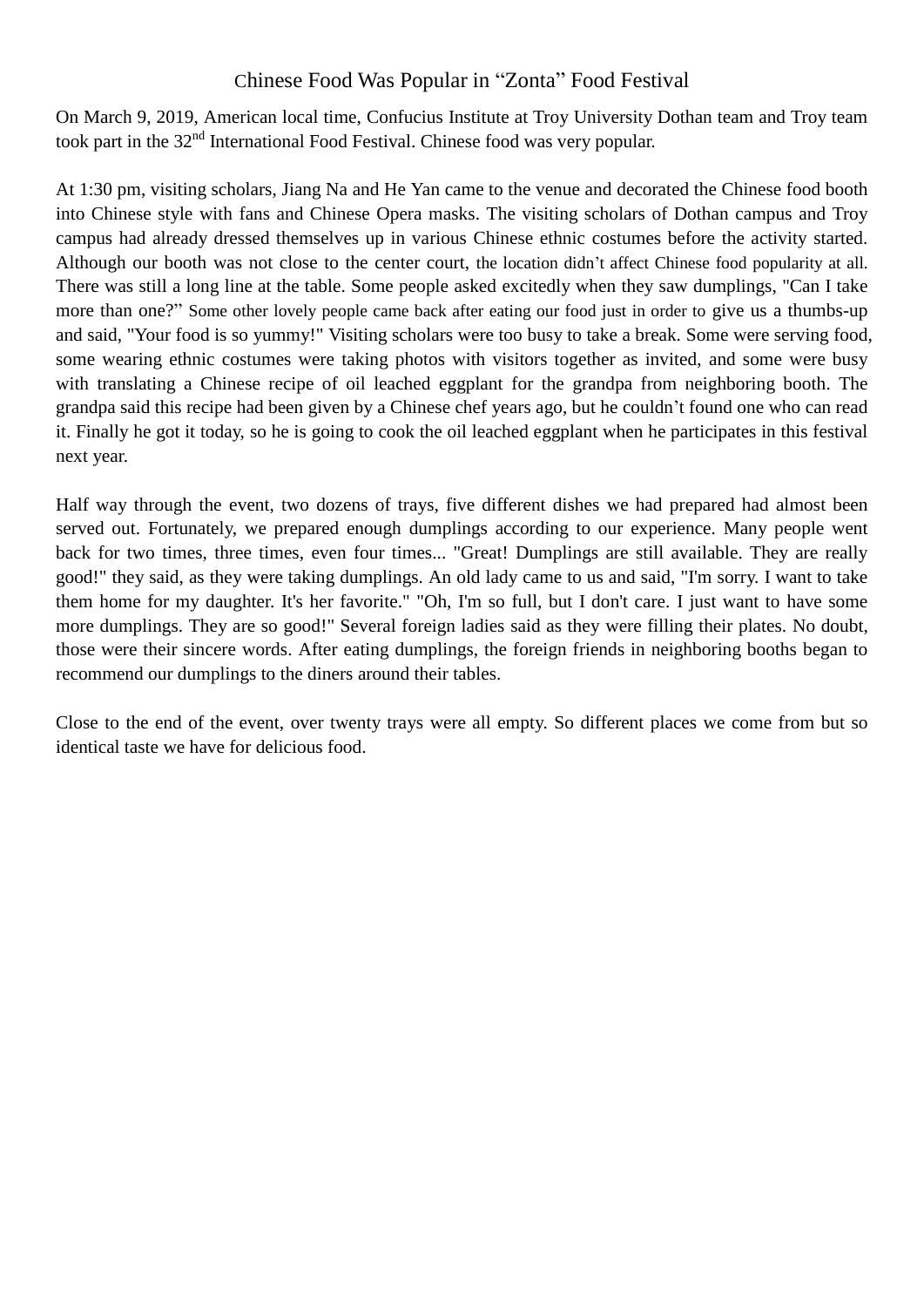# Chinese Food Was Popular in "Zonta" Food Festival

On March 9, 2019, American local time, Confucius Institute at Troy University Dothan team and Troy team took part in the $32^{nd}$ International Food Festival. Chinese food was very popular.

At 1:30 pm, visiting scholars, Jiang Na and He Yan came to the venue and decorated the Chinese food booth into Chinese style with fans and Chinese Opera masks. The visiting scholars of Dothan campus and Troy campus had already dressed themselves up in various Chinese ethnic costumes before the activity started. Although our booth was not close to the center court, the location didn't affect Chinese food popularity at all. There was still a long line at the table. Some people asked excitedly when they saw dumplings, "Can I take more than one?" Some other lovely people came back after eating our food just in order to give us a thumbs-up and said, "Your food is so yummy!" Visiting scholars were too busy to take a break. Some were serving food, some wearing ethnic costumes were taking photos with visitors together as invited, and some were busy with translating a Chinese recipe of oil leached eggplant for the grandpa from neighboring booth. The grandpa said this recipe had been given by a Chinese chef years ago, but he couldn't found one who can read it. Finally he got it today, so he is going to cook the oil leached eggplant when he participates in this festival next year.

Half way through the event, two dozens of trays, five different dishes we had prepared had almost been served out. Fortunately, we prepared enough dumplings according to our experience. Many people went back for two times, three times, even four times... "Great! Dumplings are still available. They are really good!" they said, as they were taking dumplings. An old lady came to us and said, "I'm sorry. I want to take them home for my daughter. It's her favorite." "Oh, I'm so full, but I don't care. I just want to have some more dumplings. They are so good!" Several foreign ladies said as they were filling their plates. No doubt, those were their sincere words. After eating dumplings, the foreign friends in neighboring booths began to recommend our dumplings to the diners around their tables.

Close to the end of the event, over twenty trays were all empty. So different places we come from but so identical taste we have for delicious food.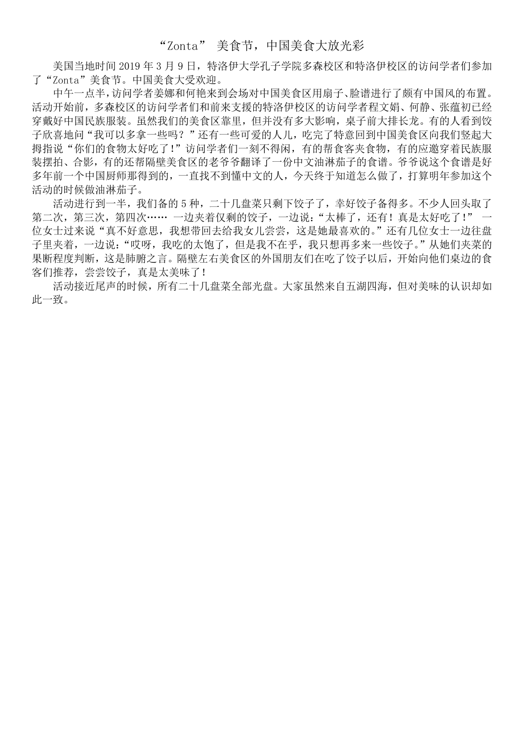# “Zonta” 美食节，中国美食大放光彩

美国当地时间 2019 年 3 月 9 日，特洛伊大学孔子学院多森校区和特洛伊校区的访问学者们参加了“Zonta”美食节。中国美食大受欢迎。

中午一点半，访问学者姜娜和何艳来到会场对中国美食区用扇子、脸谱进行了颇有中国风的布置。活动开始前，多森校区的访问学者们和前来支援的特洛伊校区的访问学者程文娟、何静、张蕴初已经穿戴好中国民族服装。虽然我们的美食区靠里，但并没有多大影响，桌子前大排长龙。有的人看到饺子欣喜地问“我可以多拿一些吗？”还有一些可爱的人儿，吃完了特意回到中国美食区向我们竖起大拇指说“你们的食物太好吃了!”访问学者们一刻不得闲，有的帮食客夹食物，有的应邀穿着民族服装摆拍、合影，有的还帮隔壁美食区的老爷爷翻译了一份中文油淋茄子的食谱。爷爷说这个食谱是好多年前一个中国厨师那得到的，一直找不到懂中文的人，今天终于知道怎么做了，打算明年参加这个活动的时候做油淋茄子。

活动进行到一半，我们备的 5 种，二十几盘菜只剩下饺子了，幸好饺子备得多。不少人回头取了第二次，第三次，第四次…… 一边夹着仅剩的饺子，一边说：“太棒了，还有！真是太好吃了！” 一位女士过来说“真不好意思，我想带回去给我女儿尝尝，这是她最喜欢的。”还有几位女士一边往盘子里夹着，一边说：“哎呀，我吃的太饱了，但是我不在乎，我只想再多来一些饺子。”从她们夹菜的果断程度判断，这是肺腑之言。隔壁左右美食区的外国朋友们在吃了饺子以后，开始向他们桌边的食客们推荐，尝尝饺子，真是太美味了！

活动接近尾声的时候，所有二十几盘菜全部光盘。大家虽然来自五湖四海，但对美味的认识却如此一致。